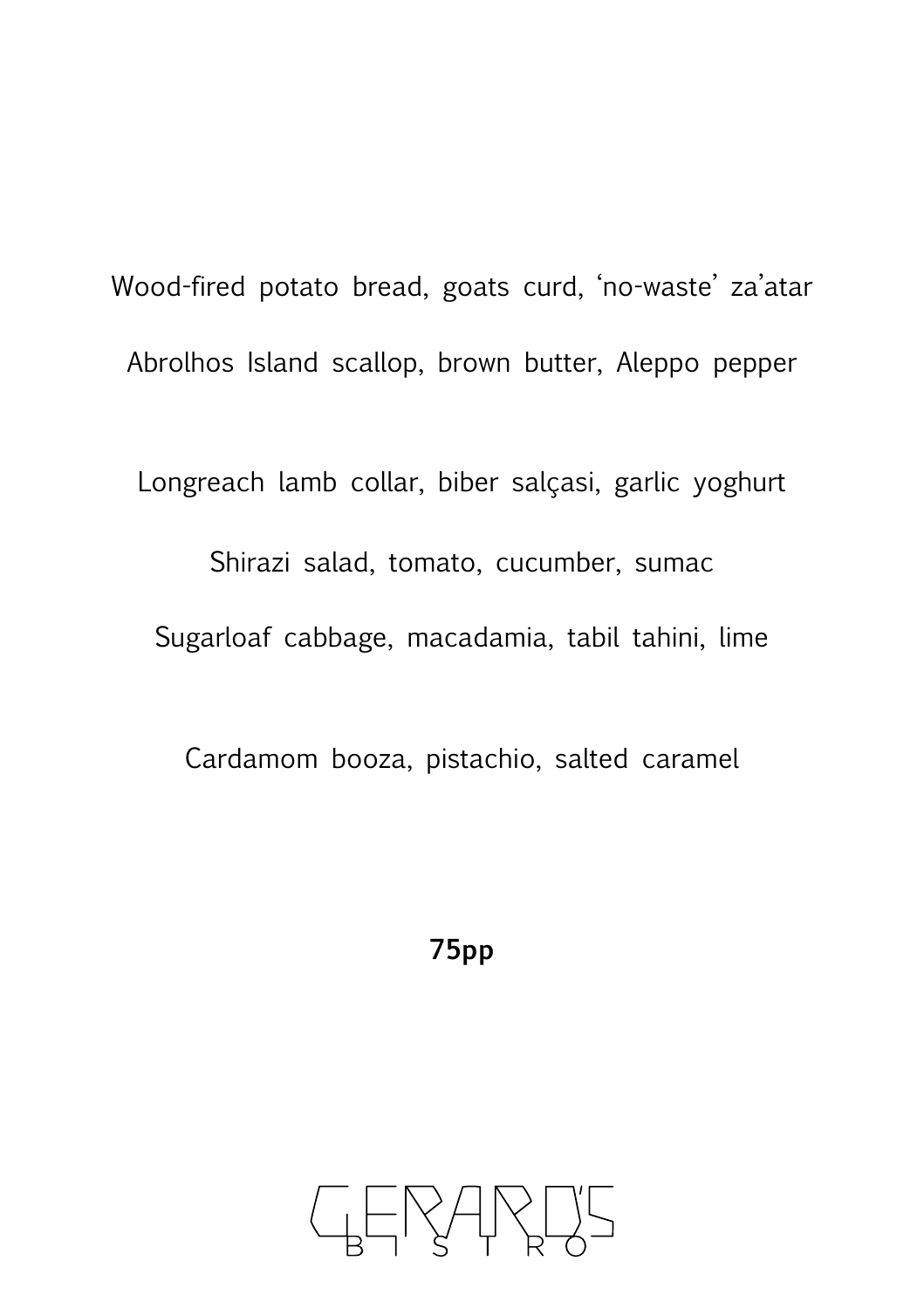Wood-fired potato bread, goats curd, 'no-waste' za'atar

Abrolhos Island scallop, brown butter, Aleppo pepper

Longreach lamb collar, biber salçasi, garlic yoghurt

Shirazi salad, tomato, cucumber, sumac

Sugarloaf cabbage, macadamia, tabil tahini, lime

Cardamom booza, pistachio, salted caramel

**75pp**

GERARD'S BISTRO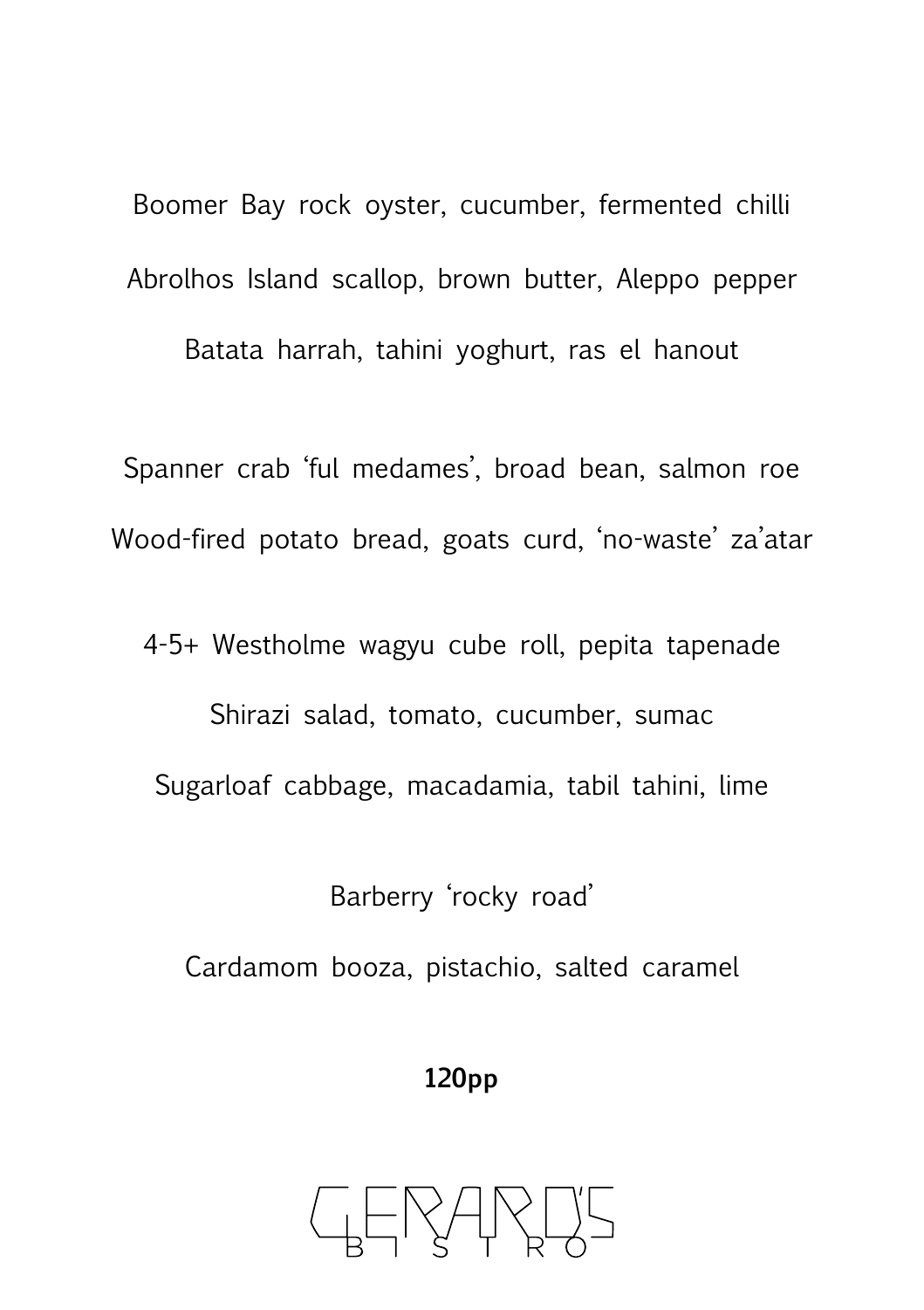Boomer Bay rock oyster, cucumber, fermented chilli

Abrolhos Island scallop, brown butter, Aleppo pepper

Batata harrah, tahini yoghurt, ras el hanout

Spanner crab 'ful medames', broad bean, salmon roe

Wood-fired potato bread, goats curd, 'no-waste' za'atar

4-5+ Westholme wagyu cube roll, pepita tapenade

Shirazi salad, tomato, cucumber, sumac

Sugarloaf cabbage, macadamia, tabil tahini, lime

Barberry 'rocky road'

Cardamom booza, pistachio, salted caramel

**120pp**

GERARD'S BISTRO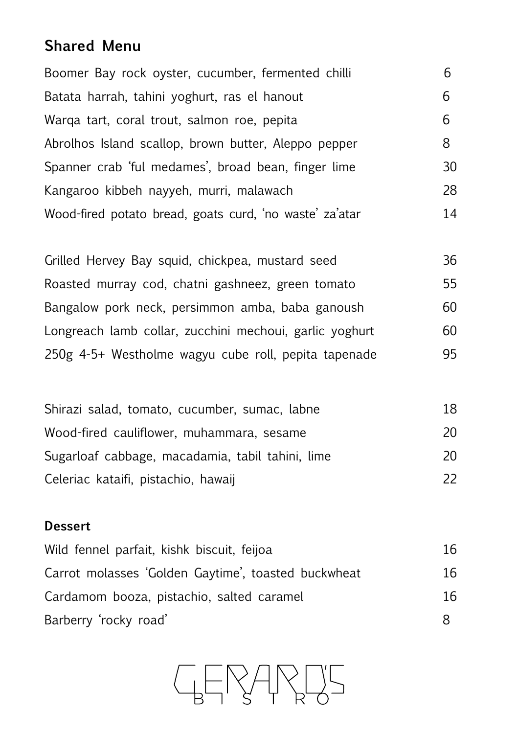## Shared Menu

| | |
|---|---|
| Boomer Bay rock oyster, cucumber, fermented chilli | 6 |
| Batata harrah, tahini yoghurt, ras el hanout | 6 |
| Warqa tart, coral trout, salmon roe, pepita | 6 |
| Abrolhos Island scallop, brown butter, Aleppo pepper | 8 |
| Spanner crab 'ful medames', broad bean, finger lime | 30 |
| Kangaroo kibbeh nayyeh, murri, malawach | 28 |
| Wood-fired potato bread, goats curd, 'no waste' za'atar | 14 |

| | |
|---|---|
| Grilled Hervey Bay squid, chickpea, mustard seed | 36 |
| Roasted murray cod, chatni gashneez, green tomato | 55 |
| Bangalow pork neck, persimmon amba, baba ganoush | 60 |
| Longreach lamb collar, zucchini mechoui, garlic yoghurt | 60 |
| 250g 4-5+ Westholme wagyu cube roll, pepita tapenade | 95 |

| | |
|---|---|
| Shirazi salad, tomato, cucumber, sumac, labne | 18 |
| Wood-fired cauliflower, muhammara, sesame | 20 |
| Sugarloaf cabbage, macadamia, tabil tahini, lime | 20 |
| Celeriac kataifi, pistachio, hawaij | 22 |

### Dessert

| | |
|---|---|
| Wild fennel parfait, kishk biscuit, feijoa | 16 |
| Carrot molasses 'Golden Gaytime', toasted buckwheat | 16 |
| Cardamom booza, pistachio, salted caramel | 16 |
| Barberry 'rocky road' | 8 |

GERARD'S BISTRO